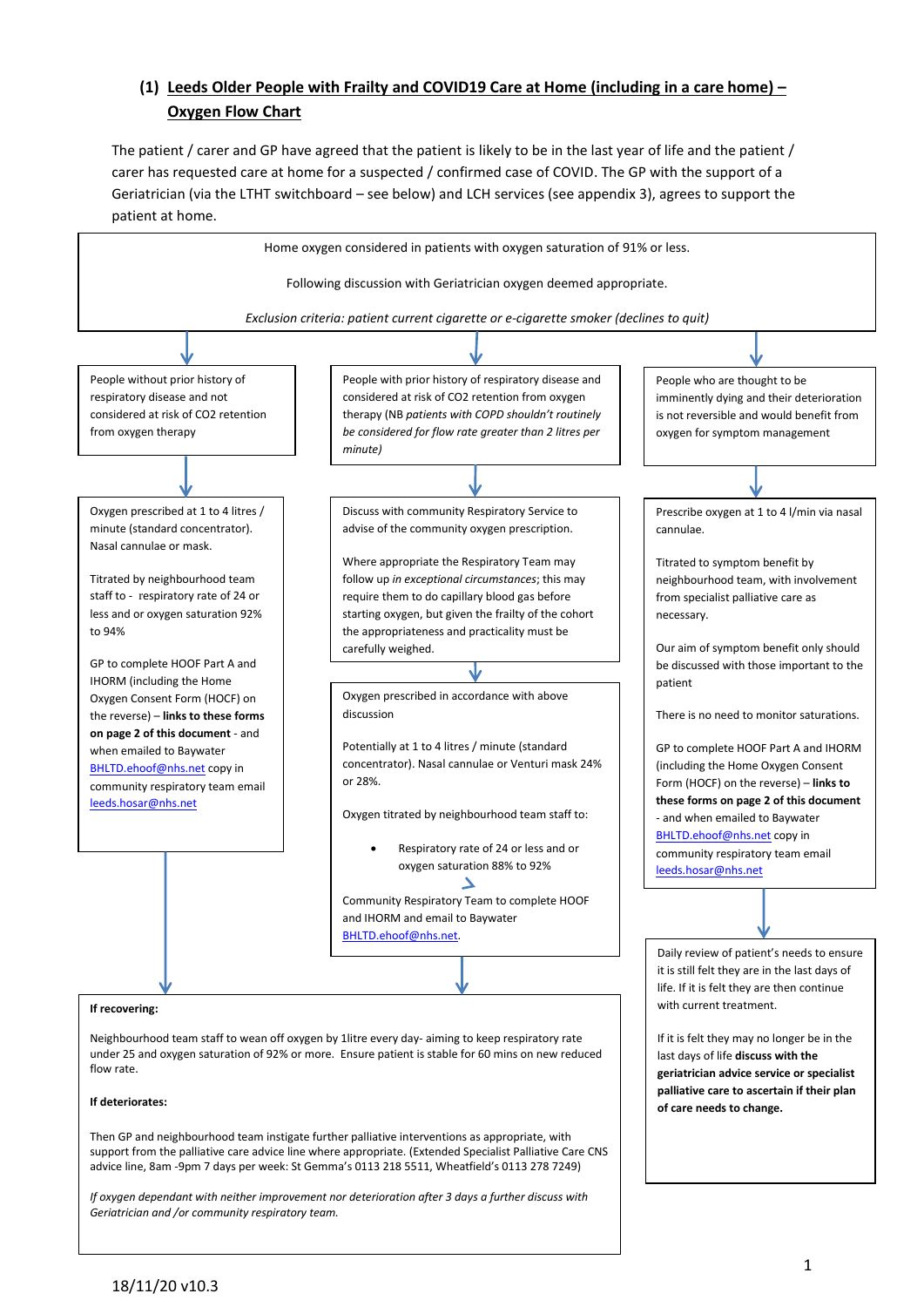## (1) Leeds Older People with Frailty and COVID19 Care at Home (including in a care home) – Oxygen Flow Chart

The patient / carer and GP have agreed that the patient is likely to be in the last year of life and the patient / carer has requested care at home for a suspected / confirmed case of COVID. The GP with the support of a Geriatrician (via the LTHT switchboard – see below) and LCH services (see appendix 3), agrees to support the patient at home.

Home oxygen considered in patients with oxygen saturation of 91% or less.

Following discussion with Geriatrician oxygen deemed appropriate.

*Exclusion criteria: patient current cigarette or e-cigarette smoker (declines to quit)*

### People without prior history of respiratory disease and not considered at risk of $CO_2$ retention from oxygen therapy

Oxygen prescribed at 1 to 4 litres / minute (standard concentrator). Nasal cannulae or mask.

Titrated by neighbourhood team staff to - respiratory rate of 24 or less and or oxygen saturation 92% to 94%

GP to complete HOOF Part A and IHORM (including the Home Oxygen Consent Form (HOCF) on the reverse) – **links to these forms on page 2 of this document** - and when emailed to Baywater BHLTD.ehoof@nhs.net copy in community respiratory team email leeds.hosar@nhs.net

### People with prior history of respiratory disease and considered at risk of $CO_2$ retention from oxygen therapy (NB *patients with COPD shouldn't routinely be considered for flow rate greater than 2 litres per minute)*

Discuss with community Respiratory Service to advise of the community oxygen prescription.

Where appropriate the Respiratory Team may follow up *in exceptional circumstances*; this may require them to do capillary blood gas before starting oxygen, but given the frailty of the cohort the appropriateness and practicality must be carefully weighed.

Oxygen prescribed in accordance with above discussion

Potentially at 1 to 4 litres / minute (standard concentrator). Nasal cannulae or Venturi mask 24% or 28%.

Oxygen titrated by neighbourhood team staff to:

- Respiratory rate of 24 or less and or oxygen saturation 88% to 92%

Community Respiratory Team to complete HOOF and IHORM and email to Baywater BHLTD.ehoof@nhs.net.

### People who are thought to be imminently dying and their deterioration is not reversible and would benefit from oxygen for symptom management

Prescribe oxygen at 1 to 4 l/min via nasal cannulae.

Titrated to symptom benefit by neighbourhood team, with involvement from specialist palliative care as necessary.

Our aim of symptom benefit only should be discussed with those important to the patient

There is no need to monitor saturations.

GP to complete HOOF Part A and IHORM (including the Home Oxygen Consent Form (HOCF) on the reverse) – **links to these forms on page 2 of this document** - and when emailed to Baywater BHLTD.ehoof@nhs.net copy in community respiratory team email leeds.hosar@nhs.net

Daily review of patient's needs to ensure it is still felt they are in the last days of life. If it is felt they are then continue with current treatment.

If it is felt they may no longer be in the last days of life **discuss with the geriatrician advice service or specialist palliative care to ascertain if their plan of care needs to change.**

### If recovering:

Neighbourhood team staff to wean off oxygen by 1litre every day- aiming to keep respiratory rate under 25 and oxygen saturation of 92% or more. Ensure patient is stable for 60 mins on new reduced flow rate.

### If deteriorates:

Then GP and neighbourhood team instigate further palliative interventions as appropriate, with support from the palliative care advice line where appropriate. (Extended Specialist Palliative Care CNS advice line, 8am -9pm 7 days per week: St Gemma's 0113 218 5511, Wheatfield's 0113 278 7249)

*If oxygen dependant with neither improvement nor deterioration after 3 days a further discuss with Geriatrician and /or community respiratory team.*

18/11/20 v10.3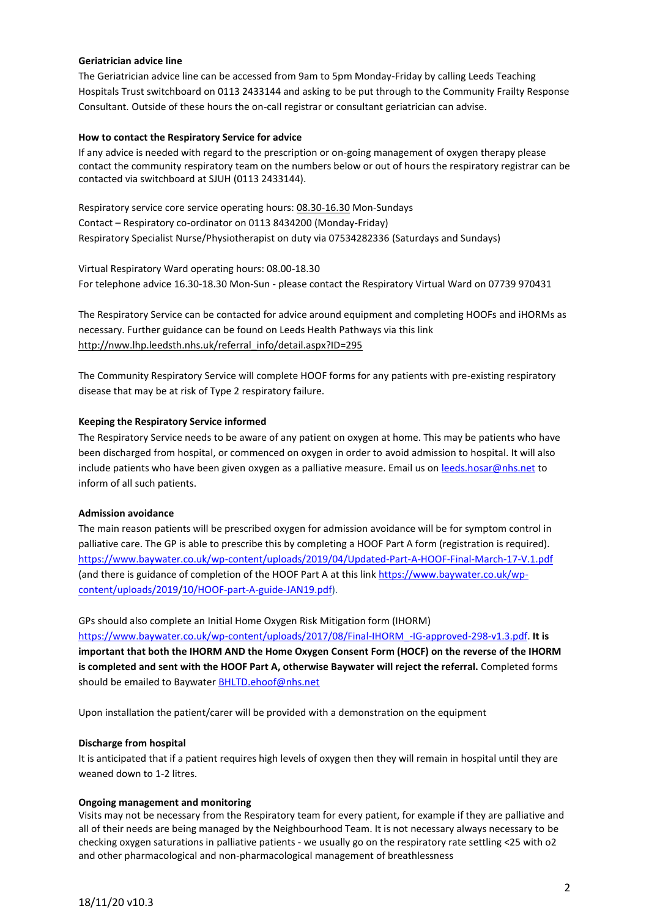**Geriatrician advice line**

The Geriatrician advice line can be accessed from 9am to 5pm Monday-Friday by calling Leeds Teaching Hospitals Trust switchboard on 0113 2433144 and asking to be put through to the Community Frailty Response Consultant. Outside of these hours the on-call registrar or consultant geriatrician can advise.

**How to contact the Respiratory Service for advice**

If any advice is needed with regard to the prescription or on-going management of oxygen therapy please contact the community respiratory team on the numbers below or out of hours the respiratory registrar can be contacted via switchboard at SJUH (0113 2433144).

Respiratory service core service operating hours: 08.30-16.30 Mon-Sundays
Contact – Respiratory co-ordinator on 0113 8434200 (Monday-Friday)
Respiratory Specialist Nurse/Physiotherapist on duty via 07534282336 (Saturdays and Sundays)

Virtual Respiratory Ward operating hours: 08.00-18.30
For telephone advice 16.30-18.30 Mon-Sun - please contact the Respiratory Virtual Ward on 07739 970431

The Respiratory Service can be contacted for advice around equipment and completing HOOFs and iHORMs as necessary. Further guidance can be found on Leeds Health Pathways via this link http://nww.lhp.leedsth.nhs.uk/referral_info/detail.aspx?ID=295

The Community Respiratory Service will complete HOOF forms for any patients with pre-existing respiratory disease that may be at risk of Type 2 respiratory failure.

**Keeping the Respiratory Service informed**

The Respiratory Service needs to be aware of any patient on oxygen at home. This may be patients who have been discharged from hospital, or commenced on oxygen in order to avoid admission to hospital. It will also include patients who have been given oxygen as a palliative measure. Email us on leeds.hosar@nhs.net to inform of all such patients.

**Admission avoidance**

The main reason patients will be prescribed oxygen for admission avoidance will be for symptom control in palliative care. The GP is able to prescribe this by completing a HOOF Part A form (registration is required). https://www.baywater.co.uk/wp-content/uploads/2019/04/Updated-Part-A-HOOF-Final-March-17-V.1.pdf (and there is guidance of completion of the HOOF Part A at this link https://www.baywater.co.uk/wp-content/uploads/2019/10/HOOF-part-A-guide-JAN19.pdf).

GPs should also complete an Initial Home Oxygen Risk Mitigation form (IHORM) https://www.baywater.co.uk/wp-content/uploads/2017/08/Final-IHORM_-IG-approved-298-v1.3.pdf. **It is important that both the IHORM AND the Home Oxygen Consent Form (HOCF) on the reverse of the IHORM is completed and sent with the HOOF Part A, otherwise Baywater will reject the referral.** Completed forms should be emailed to Baywater BHLTD.ehoof@nhs.net

Upon installation the patient/carer will be provided with a demonstration on the equipment

**Discharge from hospital**

It is anticipated that if a patient requires high levels of oxygen then they will remain in hospital until they are weaned down to 1-2 litres.

**Ongoing management and monitoring**

Visits may not be necessary from the Respiratory team for every patient, for example if they are palliative and all of their needs are being managed by the Neighbourhood Team. It is not necessary always necessary to be checking oxygen saturations in palliative patients - we usually go on the respiratory rate settling <25 with o2 and other pharmacological and non-pharmacological management of breathlessness

18/11/20 v10.3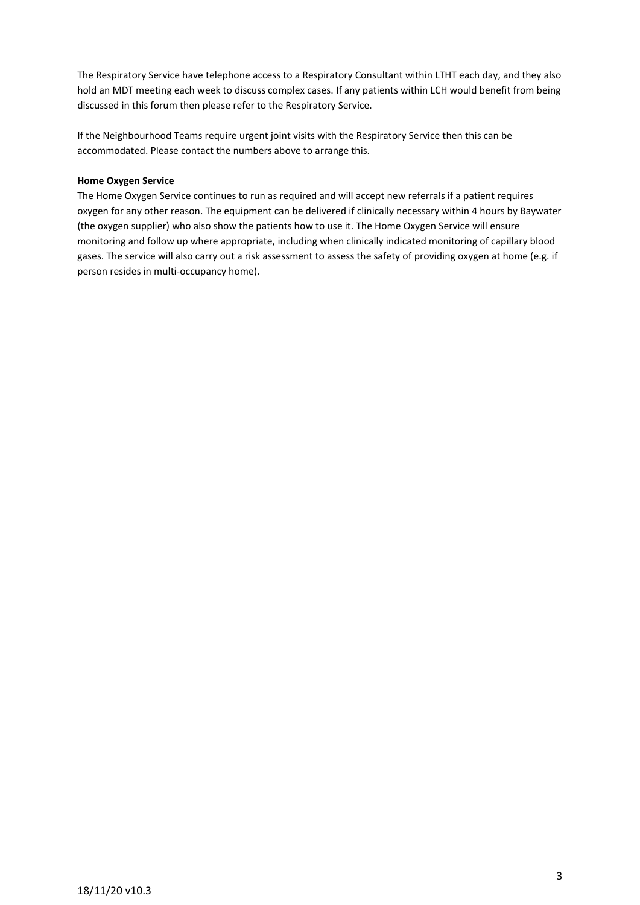The Respiratory Service have telephone access to a Respiratory Consultant within LTHT each day, and they also hold an MDT meeting each week to discuss complex cases. If any patients within LCH would benefit from being discussed in this forum then please refer to the Respiratory Service.

If the Neighbourhood Teams require urgent joint visits with the Respiratory Service then this can be accommodated. Please contact the numbers above to arrange this.

**Home Oxygen Service**

The Home Oxygen Service continues to run as required and will accept new referrals if a patient requires oxygen for any other reason. The equipment can be delivered if clinically necessary within 4 hours by Baywater (the oxygen supplier) who also show the patients how to use it. The Home Oxygen Service will ensure monitoring and follow up where appropriate, including when clinically indicated monitoring of capillary blood gases. The service will also carry out a risk assessment to assess the safety of providing oxygen at home (e.g. if person resides in multi-occupancy home).

18/11/20 v10.3